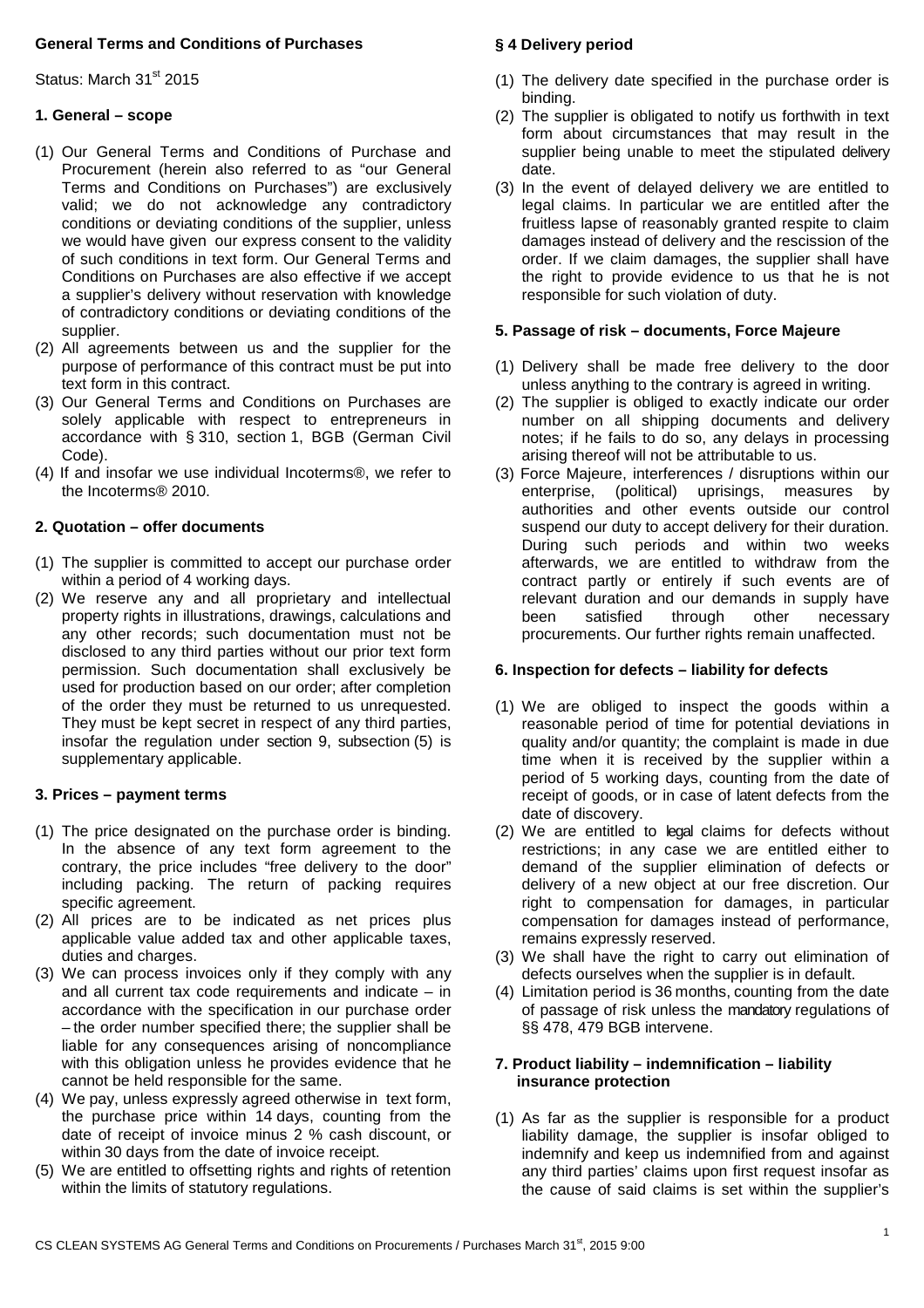**General Terms and Conditions of Purchases**

Status: March 31st 2015

**1. General – scope**

(1) Our General Terms and Conditions of Purchase and Procurement (herein also referred to as "our General Terms and Conditions on Purchases") are exclusively valid; we do not acknowledge any contradictory conditions or deviating conditions of the supplier, unless we would have given our express consent to the validity of such conditions in text form. Our General Terms and Conditions on Purchases are also effective if we accept a supplier's delivery without reservation with knowledge of contradictory conditions or deviating conditions of the supplier.
(2) All agreements between us and the supplier for the purpose of performance of this contract must be put into text form in this contract.
(3) Our General Terms and Conditions on Purchases are solely applicable with respect to entrepreneurs in accordance with § 310, section 1, BGB (German Civil Code).
(4) If and insofar we use individual Incoterms®, we refer to the Incoterms® 2010.

**2. Quotation – offer documents**

(1) The supplier is committed to accept our purchase order within a period of 4 working days.
(2) We reserve any and all proprietary and intellectual property rights in illustrations, drawings, calculations and any other records; such documentation must not be disclosed to any third parties without our prior text form permission. Such documentation shall exclusively be used for production based on our order; after completion of the order they must be returned to us unrequested. They must be kept secret in respect of any third parties, insofar the regulation under section 9, subsection (5) is supplementary applicable.

**3. Prices – payment terms**

(1) The price designated on the purchase order is binding. In the absence of any text form agreement to the contrary, the price includes "free delivery to the door" including packing. The return of packing requires specific agreement.
(2) All prices are to be indicated as net prices plus applicable value added tax and other applicable taxes, duties and charges.
(3) We can process invoices only if they comply with any and all current tax code requirements and indicate – in accordance with the specification in our purchase order – the order number specified there; the supplier shall be liable for any consequences arising of noncompliance with this obligation unless he provides evidence that he cannot be held responsible for the same.
(4) We pay, unless expressly agreed otherwise in text form, the purchase price within 14 days, counting from the date of receipt of invoice minus 2 % cash discount, or within 30 days from the date of invoice receipt.
(5) We are entitled to offsetting rights and rights of retention within the limits of statutory regulations.

**§ 4 Delivery period**

(1) The delivery date specified in the purchase order is binding.
(2) The supplier is obligated to notify us forthwith in text form about circumstances that may result in the supplier being unable to meet the stipulated delivery date.
(3) In the event of delayed delivery we are entitled to legal claims. In particular we are entitled after the fruitless lapse of reasonably granted respite to claim damages instead of delivery and the rescission of the order. If we claim damages, the supplier shall have the right to provide evidence to us that he is not responsible for such violation of duty.

**5. Passage of risk – documents, Force Majeure**

(1) Delivery shall be made free delivery to the door unless anything to the contrary is agreed in writing.
(2) The supplier is obliged to exactly indicate our order number on all shipping documents and delivery notes; if he fails to do so, any delays in processing arising thereof will not be attributable to us.
(3) Force Majeure, interferences / disruptions within our enterprise, (political) uprisings, measures by authorities and other events outside our control suspend our duty to accept delivery for their duration. During such periods and within two weeks afterwards, we are entitled to withdraw from the contract partly or entirely if such events are of relevant duration and our demands in supply have been satisfied through other necessary procurements. Our further rights remain unaffected.

**6. Inspection for defects – liability for defects**

(1) We are obliged to inspect the goods within a reasonable period of time for potential deviations in quality and/or quantity; the complaint is made in due time when it is received by the supplier within a period of 5 working days, counting from the date of receipt of goods, or in case of latent defects from the date of discovery.
(2) We are entitled to legal claims for defects without restrictions; in any case we are entitled either to demand of the supplier elimination of defects or delivery of a new object at our free discretion. Our right to compensation for damages, in particular compensation for damages instead of performance, remains expressly reserved.
(3) We shall have the right to carry out elimination of defects ourselves when the supplier is in default.
(4) Limitation period is 36 months, counting from the date of passage of risk unless the mandatory regulations of §§ 478, 479 BGB intervene.

**7. Product liability – indemnification – liability insurance protection**

(1) As far as the supplier is responsible for a product liability damage, the supplier is insofar obliged to indemnify and keep us indemnified from and against any third parties' claims upon first request insofar as the cause of said claims is set within the supplier's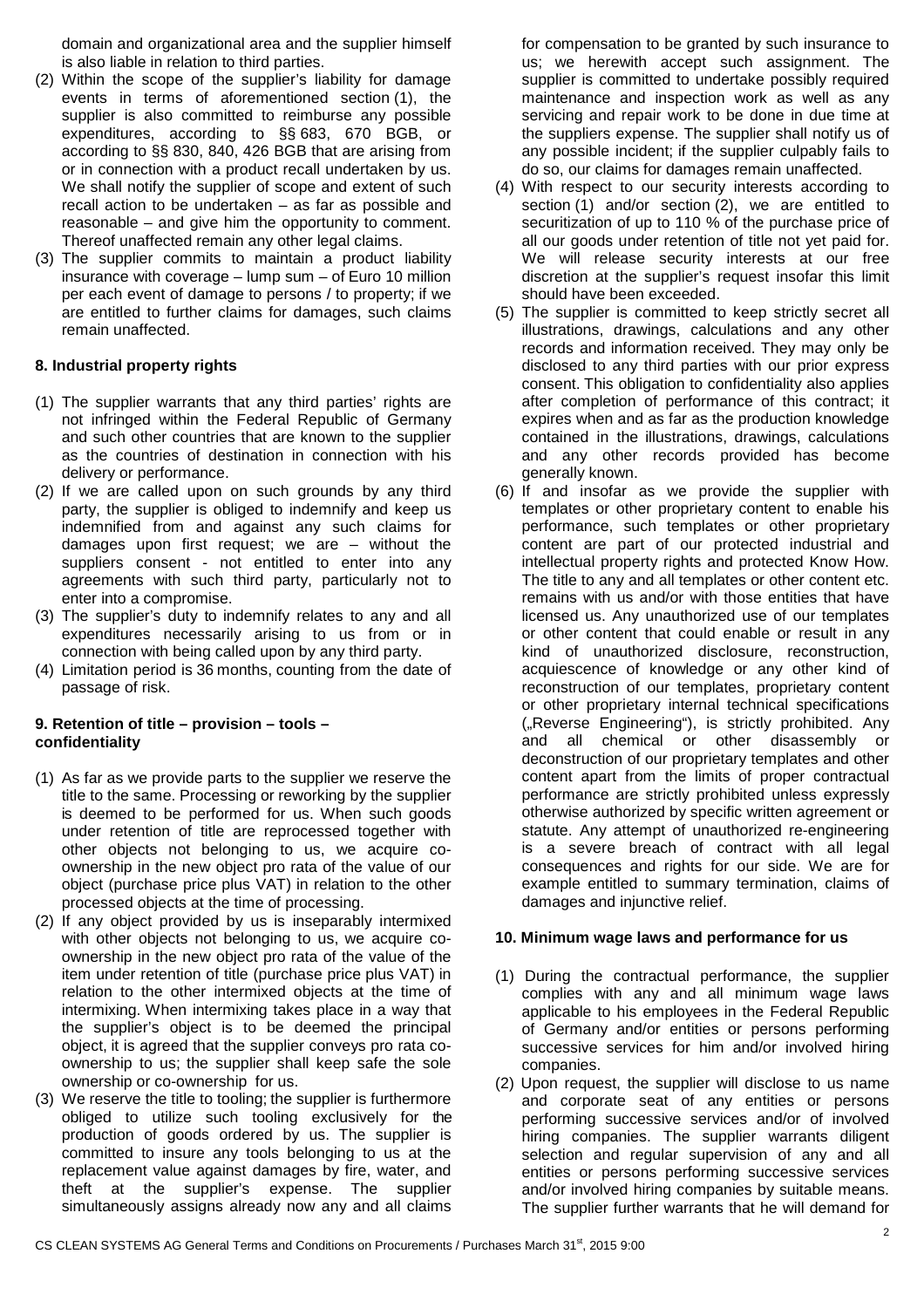domain and organizational area and the supplier himself is also liable in relation to third parties.

(2) Within the scope of the supplier's liability for damage events in terms of aforementioned section (1), the supplier is also committed to reimburse any possible expenditures, according to §§ 683, 670 BGB, or according to §§ 830, 840, 426 BGB that are arising from or in connection with a product recall undertaken by us. We shall notify the supplier of scope and extent of such recall action to be undertaken – as far as possible and reasonable – and give him the opportunity to comment. Thereof unaffected remain any other legal claims.

(3) The supplier commits to maintain a product liability insurance with coverage – lump sum – of Euro 10 million per each event of damage to persons / to property; if we are entitled to further claims for damages, such claims remain unaffected.

**8. Industrial property rights**

(1) The supplier warrants that any third parties' rights are not infringed within the Federal Republic of Germany and such other countries that are known to the supplier as the countries of destination in connection with his delivery or performance.

(2) If we are called upon on such grounds by any third party, the supplier is obliged to indemnify and keep us indemnified from and against any such claims for damages upon first request; we are – without the suppliers consent - not entitled to enter into any agreements with such third party, particularly not to enter into a compromise.

(3) The supplier's duty to indemnify relates to any and all expenditures necessarily arising to us from or in connection with being called upon by any third party.

(4) Limitation period is 36 months, counting from the date of passage of risk.

**9. Retention of title – provision – tools – confidentiality**

(1) As far as we provide parts to the supplier we reserve the title to the same. Processing or reworking by the supplier is deemed to be performed for us. When such goods under retention of title are reprocessed together with other objects not belonging to us, we acquire co-ownership in the new object pro rata of the value of our object (purchase price plus VAT) in relation to the other processed objects at the time of processing.

(2) If any object provided by us is inseparably intermixed with other objects not belonging to us, we acquire co-ownership in the new object pro rata of the value of the item under retention of title (purchase price plus VAT) in relation to the other intermixed objects at the time of intermixing. When intermixing takes place in a way that the supplier's object is to be deemed the principal object, it is agreed that the supplier conveys pro rata co-ownership to us; the supplier shall keep safe the sole ownership or co-ownership for us.

(3) We reserve the title to tooling; the supplier is furthermore obliged to utilize such tooling exclusively for the production of goods ordered by us. The supplier is committed to insure any tools belonging to us at the replacement value against damages by fire, water, and theft at the supplier's expense. The supplier simultaneously assigns already now any and all claims for compensation to be granted by such insurance to us; we herewith accept such assignment. The supplier is committed to undertake possibly required maintenance and inspection work as well as any servicing and repair work to be done in due time at the suppliers expense. The supplier shall notify us of any possible incident; if the supplier culpably fails to do so, our claims for damages remain unaffected.

(4) With respect to our security interests according to section (1) and/or section (2), we are entitled to securitization of up to 110 % of the purchase price of all our goods under retention of title not yet paid for. We will release security interests at our free discretion at the supplier's request insofar this limit should have been exceeded.

(5) The supplier is committed to keep strictly secret all illustrations, drawings, calculations and any other records and information received. They may only be disclosed to any third parties with our prior express consent. This obligation to confidentiality also applies after completion of performance of this contract; it expires when and as far as the production knowledge contained in the illustrations, drawings, calculations and any other records provided has become generally known.

(6) If and insofar as we provide the supplier with templates or other proprietary content to enable his performance, such templates or other proprietary content are part of our protected industrial and intellectual property rights and protected Know How. The title to any and all templates or other content etc. remains with us and/or with those entities that have licensed us. Any unauthorized use of our templates or other content that could enable or result in any kind of unauthorized disclosure, reconstruction, acquiescence of knowledge or any other kind of reconstruction of our templates, proprietary content or other proprietary internal technical specifications („Reverse Engineering"), is strictly prohibited. Any and all chemical or other disassembly or deconstruction of our proprietary templates and other content apart from the limits of proper contractual performance are strictly prohibited unless expressly otherwise authorized by specific written agreement or statute. Any attempt of unauthorized re-engineering is a severe breach of contract with all legal consequences and rights for our side. We are for example entitled to summary termination, claims of damages and injunctive relief.

**10. Minimum wage laws and performance for us**

(1) During the contractual performance, the supplier complies with any and all minimum wage laws applicable to his employees in the Federal Republic of Germany and/or entities or persons performing successive services for him and/or involved hiring companies.

(2) Upon request, the supplier will disclose to us name and corporate seat of any entities or persons performing successive services and/or of involved hiring companies. The supplier warrants diligent selection and regular supervision of any and all entities or persons performing successive services and/or involved hiring companies by suitable means. The supplier further warrants that he will demand for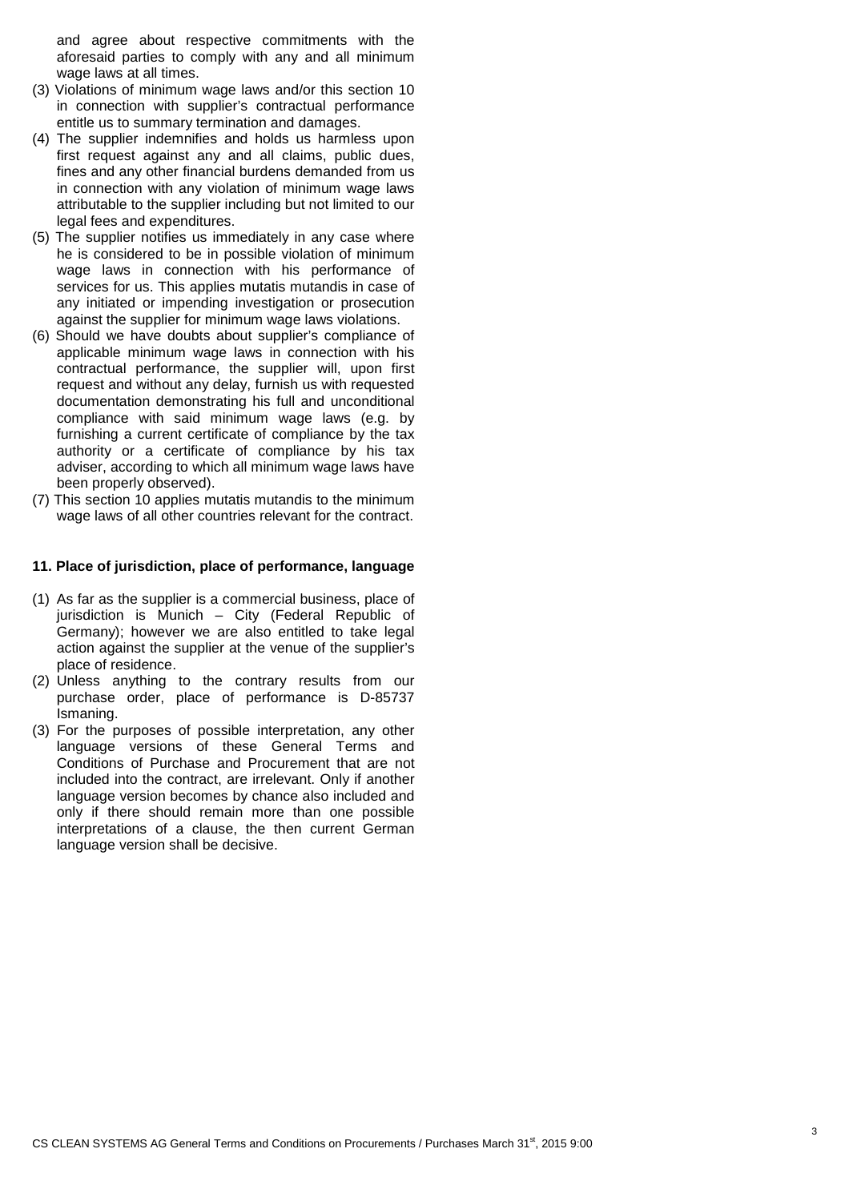and agree about respective commitments with the aforesaid parties to comply with any and all minimum wage laws at all times.

(3) Violations of minimum wage laws and/or this section 10 in connection with supplier's contractual performance entitle us to summary termination and damages.

(4) The supplier indemnifies and holds us harmless upon first request against any and all claims, public dues, fines and any other financial burdens demanded from us in connection with any violation of minimum wage laws attributable to the supplier including but not limited to our legal fees and expenditures.

(5) The supplier notifies us immediately in any case where he is considered to be in possible violation of minimum wage laws in connection with his performance of services for us. This applies mutatis mutandis in case of any initiated or impending investigation or prosecution against the supplier for minimum wage laws violations.

(6) Should we have doubts about supplier's compliance of applicable minimum wage laws in connection with his contractual performance, the supplier will, upon first request and without any delay, furnish us with requested documentation demonstrating his full and unconditional compliance with said minimum wage laws (e.g. by furnishing a current certificate of compliance by the tax authority or a certificate of compliance by his tax adviser, according to which all minimum wage laws have been properly observed).

(7) This section 10 applies mutatis mutandis to the minimum wage laws of all other countries relevant for the contract.

## 11. Place of jurisdiction, place of performance, language

(1) As far as the supplier is a commercial business, place of jurisdiction is Munich – City (Federal Republic of Germany); however we are also entitled to take legal action against the supplier at the venue of the supplier's place of residence.

(2) Unless anything to the contrary results from our purchase order, place of performance is D-85737 Ismaning.

(3) For the purposes of possible interpretation, any other language versions of these General Terms and Conditions of Purchase and Procurement that are not included into the contract, are irrelevant. Only if another language version becomes by chance also included and only if there should remain more than one possible interpretations of a clause, the then current German language version shall be decisive.